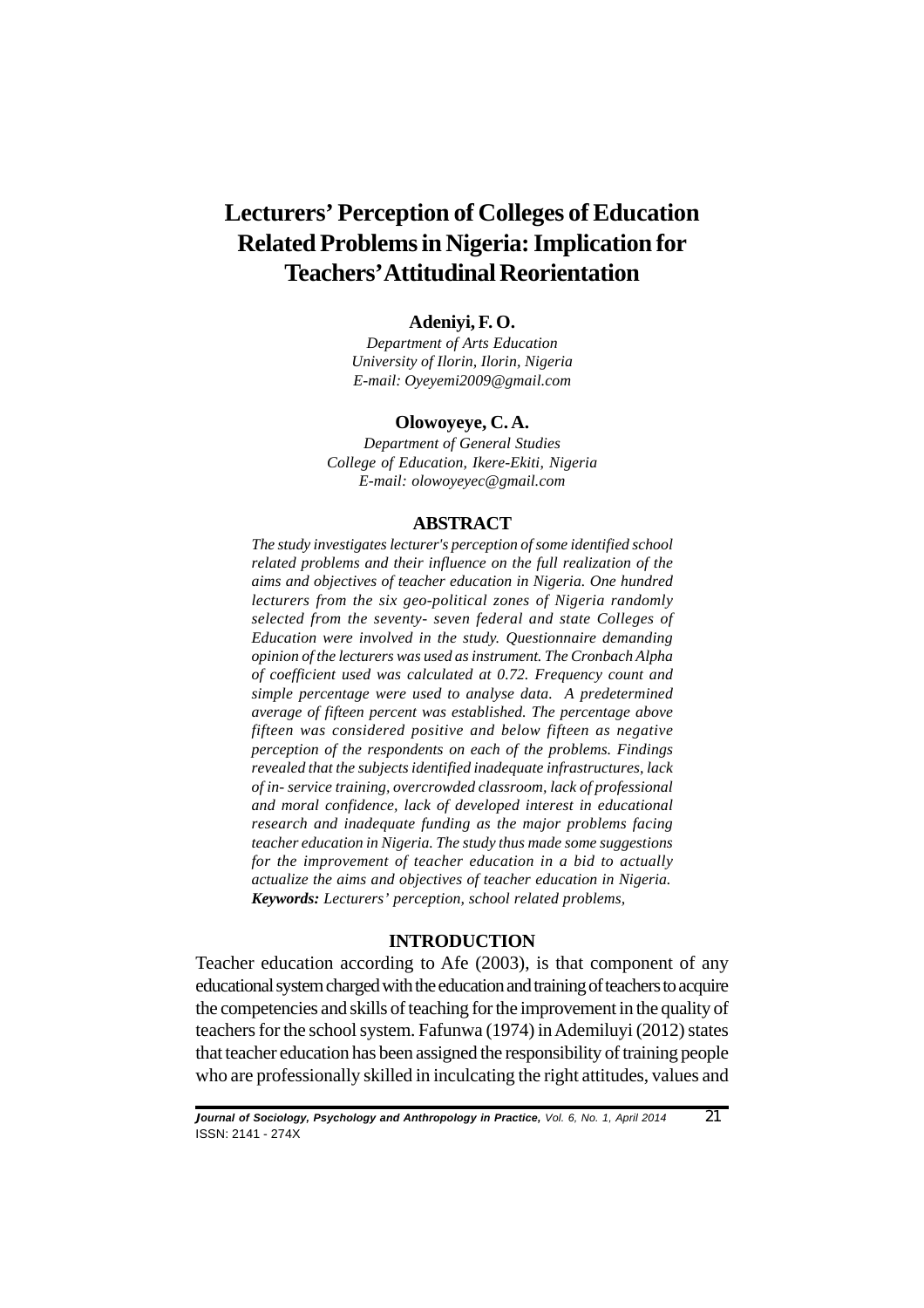# Lecturers' Perception of Colleges of Education Related Problems in Nigeria: Implication for Teachers' Attitudinal Reorientation

**Adeniyi, F. O.**

*Department of Arts Education*
*University of Ilorin, Ilorin, Nigeria*
*E-mail: Oyeyemi2009@gmail.com*

**Olowoyeye, C. A.**

*Department of General Studies*
*College of Education, Ikere-Ekiti, Nigeria*
*E-mail: olowoyeyec@gmail.com*

## ABSTRACT

*The study investigates lecturer's perception of some identified school related problems and their influence on the full realization of the aims and objectives of teacher education in Nigeria. One hundred lecturers from the six geo-political zones of Nigeria randomly selected from the seventy- seven federal and state Colleges of Education were involved in the study. Questionnaire demanding opinion of the lecturers was used as instrument. The Cronbach Alpha of coefficient used was calculated at 0.72. Frequency count and simple percentage were used to analyse data. A predetermined average of fifteen percent was established. The percentage above fifteen was considered positive and below fifteen as negative perception of the respondents on each of the problems. Findings revealed that the subjects identified inadequate infrastructures, lack of in- service training, overcrowded classroom, lack of professional and moral confidence, lack of developed interest in educational research and inadequate funding as the major problems facing teacher education in Nigeria. The study thus made some suggestions for the improvement of teacher education in a bid to actually actualize the aims and objectives of teacher education in Nigeria.*

***Keywords:*** *Lecturers' perception, school related problems,*

## INTRODUCTION

Teacher education according to Afe (2003), is that component of any educational system charged with the education and training of teachers to acquire the competencies and skills of teaching for the improvement in the quality of teachers for the school system. Fafunwa (1974) in Ademiluyi (2012) states that teacher education has been assigned the responsibility of training people who are professionally skilled in inculcating the right attitudes, values and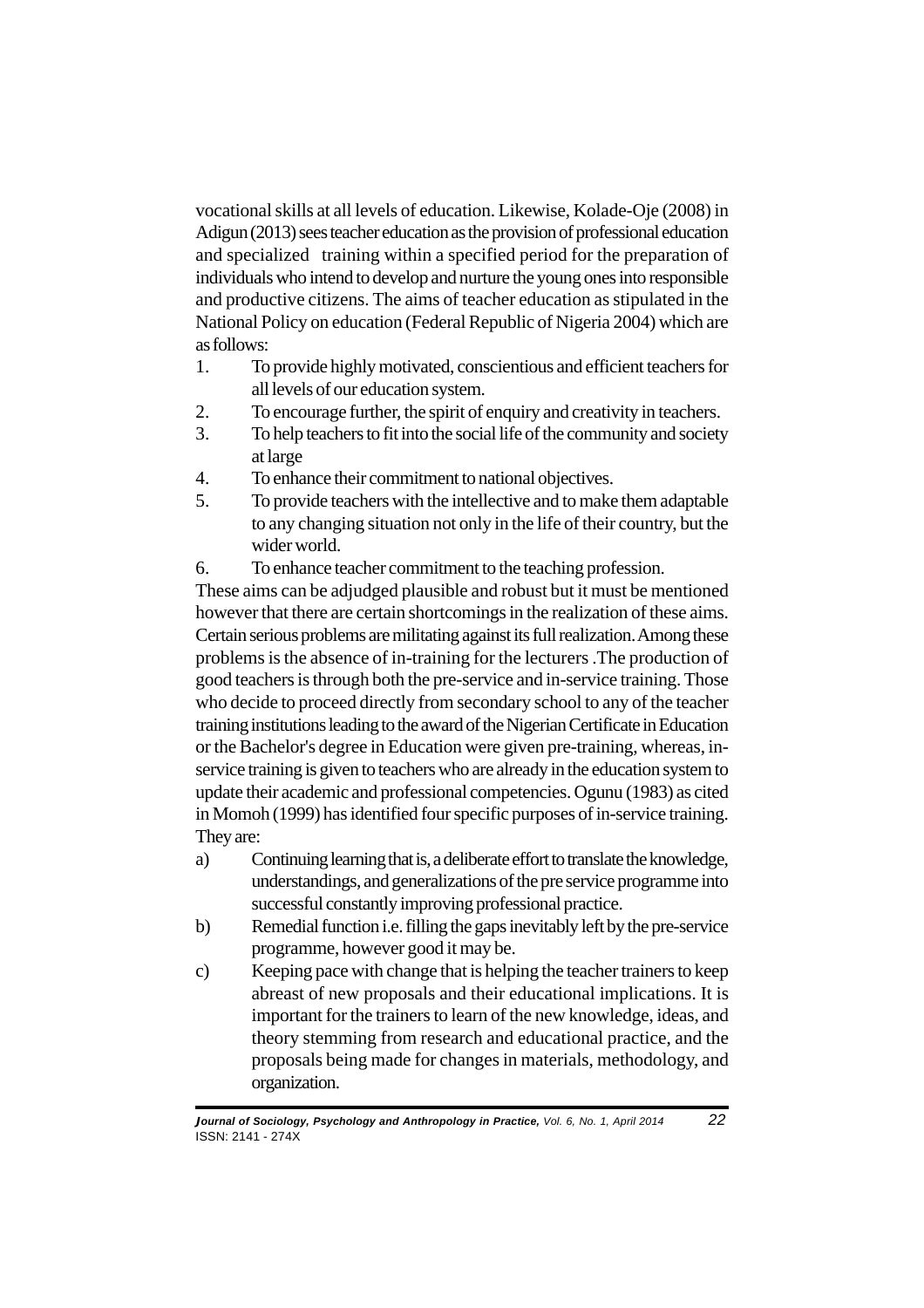vocational skills at all levels of education. Likewise, Kolade-Oje (2008) in Adigun (2013) sees teacher education as the provision of professional education and specialized training within a specified period for the preparation of individuals who intend to develop and nurture the young ones into responsible and productive citizens. The aims of teacher education as stipulated in the National Policy on education (Federal Republic of Nigeria 2004) which are as follows:

1. To provide highly motivated, conscientious and efficient teachers for all levels of our education system.
2. To encourage further, the spirit of enquiry and creativity in teachers.
3. To help teachers to fit into the social life of the community and society at large
4. To enhance their commitment to national objectives.
5. To provide teachers with the intellective and to make them adaptable to any changing situation not only in the life of their country, but the wider world.
6. To enhance teacher commitment to the teaching profession.

These aims can be adjudged plausible and robust but it must be mentioned however that there are certain shortcomings in the realization of these aims. Certain serious problems are militating against its full realization. Among these problems is the absence of in-training for the lecturers .The production of good teachers is through both the pre-service and in-service training. Those who decide to proceed directly from secondary school to any of the teacher training institutions leading to the award of the Nigerian Certificate in Education or the Bachelor's degree in Education were given pre-training, whereas, in-service training is given to teachers who are already in the education system to update their academic and professional competencies. Ogunu (1983) as cited in Momoh (1999) has identified four specific purposes of in-service training. They are:

a) Continuing learning that is, a deliberate effort to translate the knowledge, understandings, and generalizations of the pre service programme into successful constantly improving professional practice.
b) Remedial function i.e. filling the gaps inevitably left by the pre-service programme, however good it may be.
c) Keeping pace with change that is helping the teacher trainers to keep abreast of new proposals and their educational implications. It is important for the trainers to learn of the new knowledge, ideas, and theory stemming from research and educational practice, and the proposals being made for changes in materials, methodology, and organization.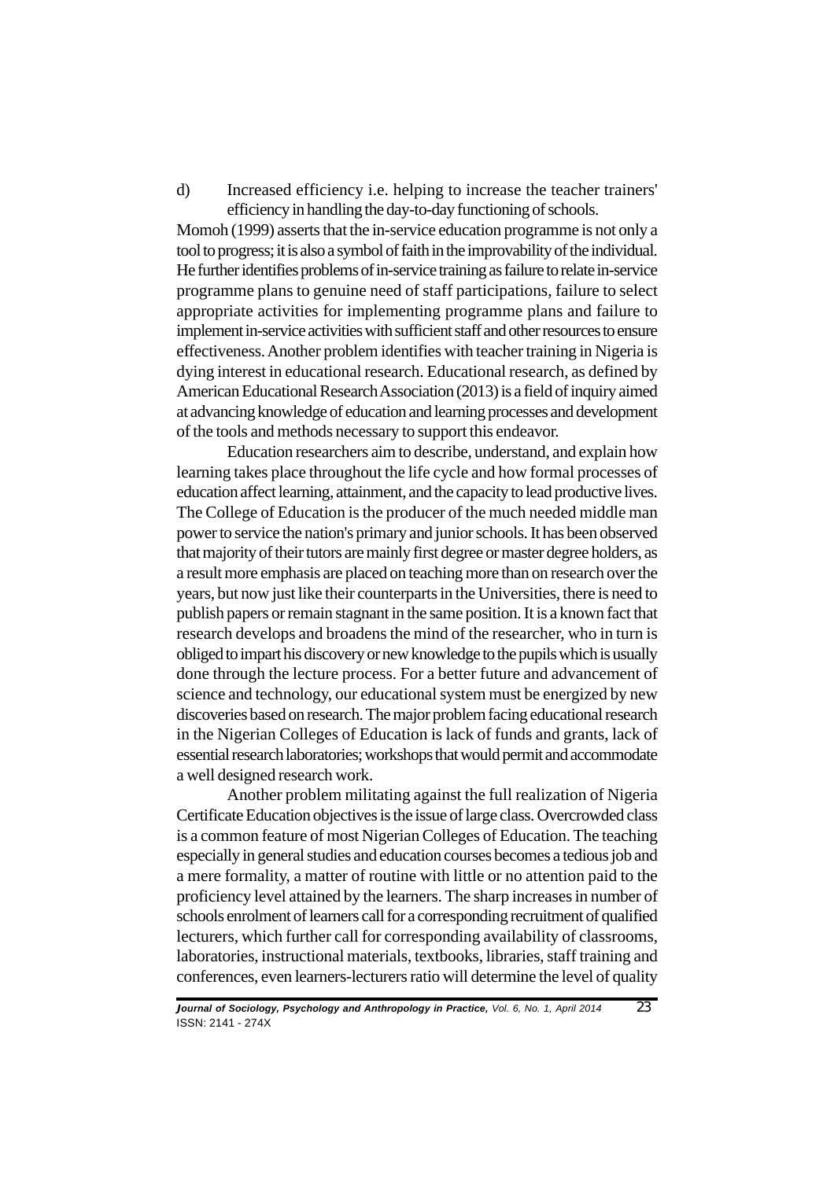d) Increased efficiency i.e. helping to increase the teacher trainers' efficiency in handling the day-to-day functioning of schools.

Momoh (1999) asserts that the in-service education programme is not only a tool to progress; it is also a symbol of faith in the improvability of the individual. He further identifies problems of in-service training as failure to relate in-service programme plans to genuine need of staff participations, failure to select appropriate activities for implementing programme plans and failure to implement in-service activities with sufficient staff and other resources to ensure effectiveness. Another problem identifies with teacher training in Nigeria is dying interest in educational research. Educational research, as defined by American Educational Research Association (2013) is a field of inquiry aimed at advancing knowledge of education and learning processes and development of the tools and methods necessary to support this endeavor.

Education researchers aim to describe, understand, and explain how learning takes place throughout the life cycle and how formal processes of education affect learning, attainment, and the capacity to lead productive lives. The College of Education is the producer of the much needed middle man power to service the nation's primary and junior schools. It has been observed that majority of their tutors are mainly first degree or master degree holders, as a result more emphasis are placed on teaching more than on research over the years, but now just like their counterparts in the Universities, there is need to publish papers or remain stagnant in the same position. It is a known fact that research develops and broadens the mind of the researcher, who in turn is obliged to impart his discovery or new knowledge to the pupils which is usually done through the lecture process. For a better future and advancement of science and technology, our educational system must be energized by new discoveries based on research. The major problem facing educational research in the Nigerian Colleges of Education is lack of funds and grants, lack of essential research laboratories; workshops that would permit and accommodate a well designed research work.

Another problem militating against the full realization of Nigeria Certificate Education objectives is the issue of large class. Overcrowded class is a common feature of most Nigerian Colleges of Education. The teaching especially in general studies and education courses becomes a tedious job and a mere formality, a matter of routine with little or no attention paid to the proficiency level attained by the learners. The sharp increases in number of schools enrolment of learners call for a corresponding recruitment of qualified lecturers, which further call for corresponding availability of classrooms, laboratories, instructional materials, textbooks, libraries, staff training and conferences, even learners-lecturers ratio will determine the level of quality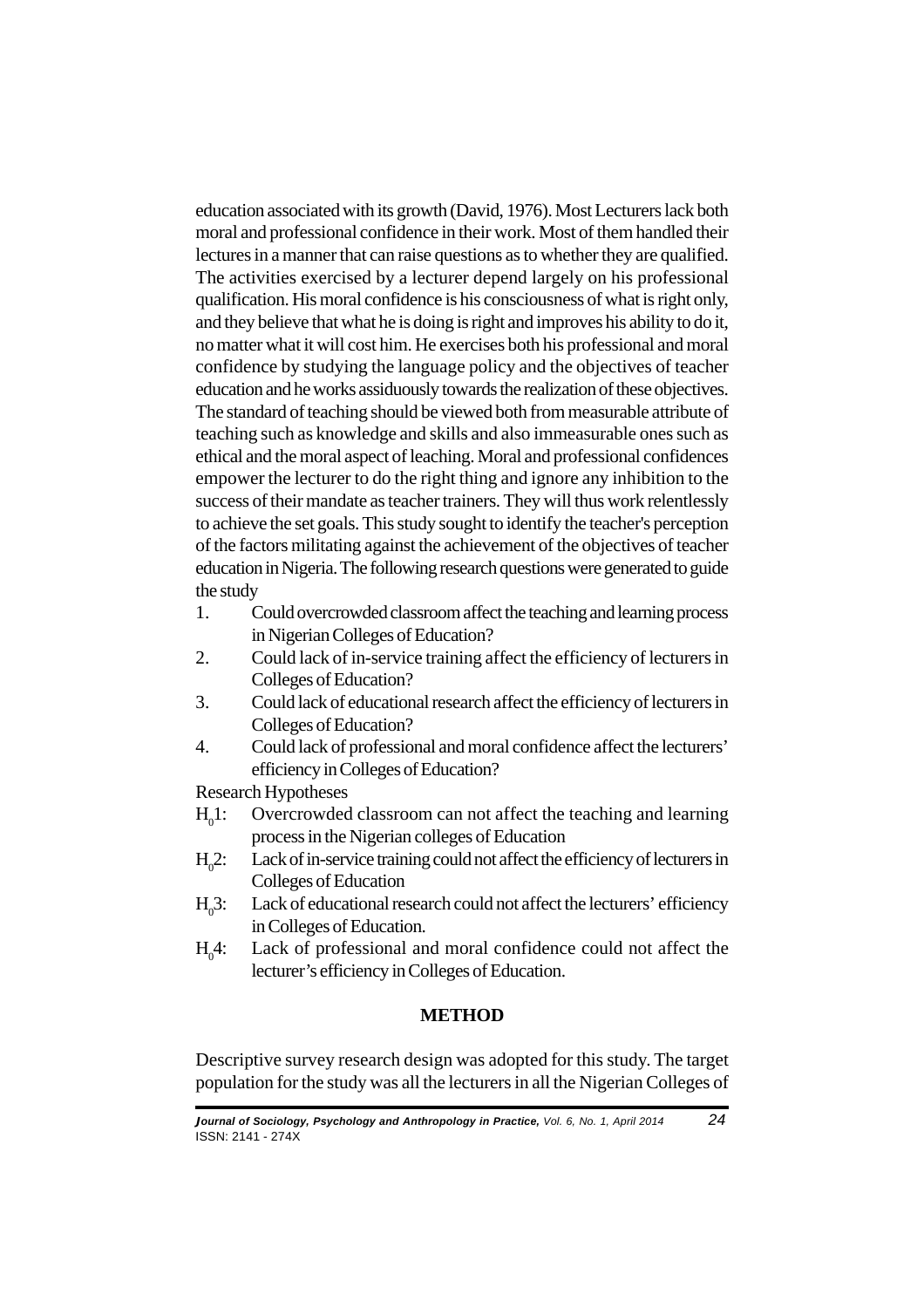education associated with its growth (David, 1976). Most Lecturers lack both moral and professional confidence in their work. Most of them handled their lectures in a manner that can raise questions as to whether they are qualified. The activities exercised by a lecturer depend largely on his professional qualification. His moral confidence is his consciousness of what is right only, and they believe that what he is doing is right and improves his ability to do it, no matter what it will cost him. He exercises both his professional and moral confidence by studying the language policy and the objectives of teacher education and he works assiduously towards the realization of these objectives. The standard of teaching should be viewed both from measurable attribute of teaching such as knowledge and skills and also immeasurable ones such as ethical and the moral aspect of leaching. Moral and professional confidences empower the lecturer to do the right thing and ignore any inhibition to the success of their mandate as teacher trainers. They will thus work relentlessly to achieve the set goals. This study sought to identify the teacher's perception of the factors militating against the achievement of the objectives of teacher education in Nigeria. The following research questions were generated to guide the study

1. Could overcrowded classroom affect the teaching and learning process in Nigerian Colleges of Education?
2. Could lack of in-service training affect the efficiency of lecturers in Colleges of Education?
3. Could lack of educational research affect the efficiency of lecturers in Colleges of Education?
4. Could lack of professional and moral confidence affect the lecturers' efficiency in Colleges of Education?

Research Hypotheses

$H_0 1$: Overcrowded classroom can not affect the teaching and learning process in the Nigerian colleges of Education

$H_0 2$: Lack of in-service training could not affect the efficiency of lecturers in Colleges of Education

$H_0 3$: Lack of educational research could not affect the lecturers' efficiency in Colleges of Education.

$H_0 4$: Lack of professional and moral confidence could not affect the lecturer's efficiency in Colleges of Education.

## METHOD

Descriptive survey research design was adopted for this study. The target population for the study was all the lecturers in all the Nigerian Colleges of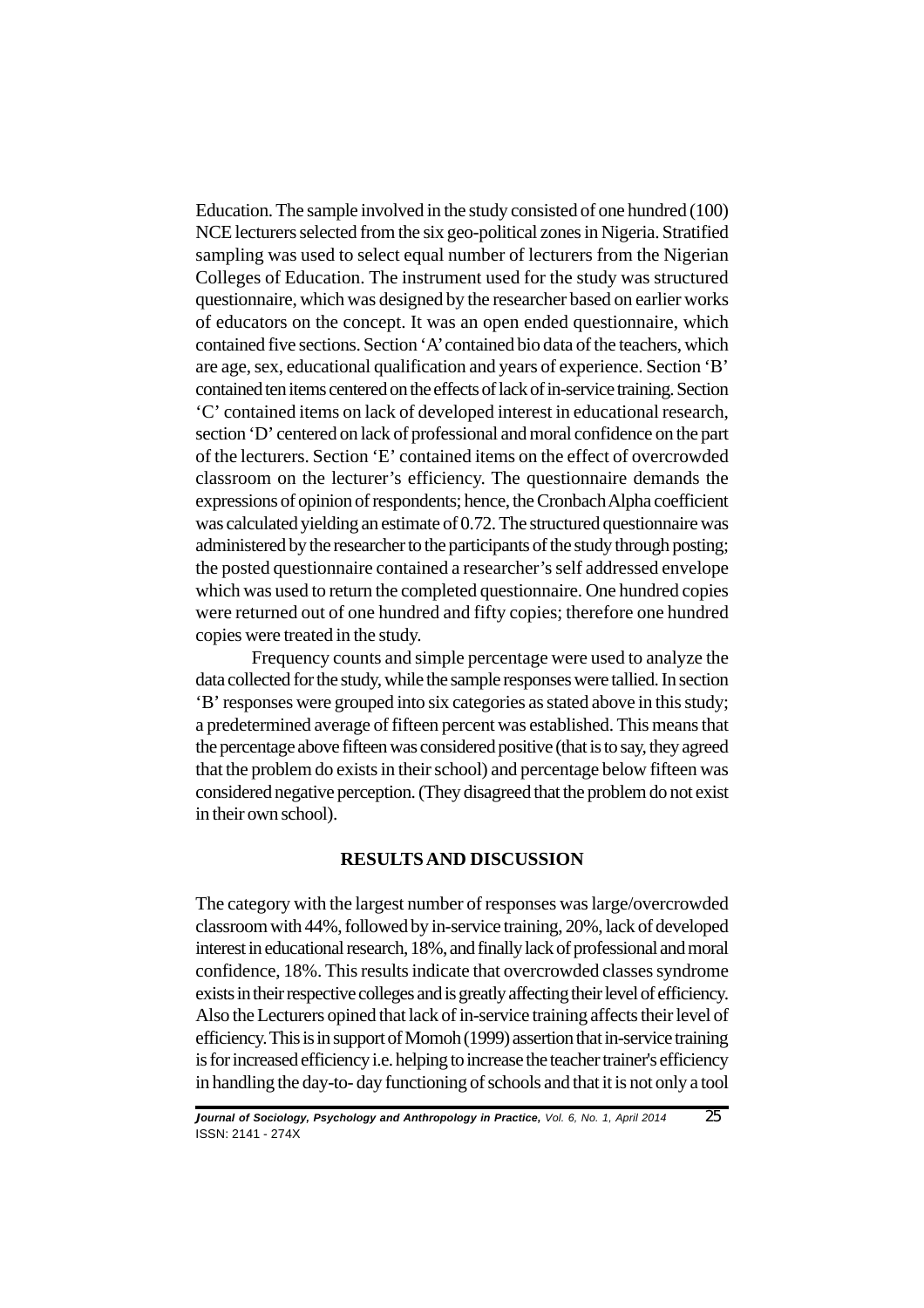Education. The sample involved in the study consisted of one hundred (100) NCE lecturers selected from the six geo-political zones in Nigeria. Stratified sampling was used to select equal number of lecturers from the Nigerian Colleges of Education. The instrument used for the study was structured questionnaire, which was designed by the researcher based on earlier works of educators on the concept. It was an open ended questionnaire, which contained five sections. Section 'A' contained bio data of the teachers, which are age, sex, educational qualification and years of experience. Section 'B' contained ten items centered on the effects of lack of in-service training. Section 'C' contained items on lack of developed interest in educational research, section 'D' centered on lack of professional and moral confidence on the part of the lecturers. Section 'E' contained items on the effect of overcrowded classroom on the lecturer's efficiency. The questionnaire demands the expressions of opinion of respondents; hence, the Cronbach Alpha coefficient was calculated yielding an estimate of 0.72. The structured questionnaire was administered by the researcher to the participants of the study through posting; the posted questionnaire contained a researcher's self addressed envelope which was used to return the completed questionnaire. One hundred copies were returned out of one hundred and fifty copies; therefore one hundred copies were treated in the study.

Frequency counts and simple percentage were used to analyze the data collected for the study, while the sample responses were tallied. In section 'B' responses were grouped into six categories as stated above in this study; a predetermined average of fifteen percent was established. This means that the percentage above fifteen was considered positive (that is to say, they agreed that the problem do exists in their school) and percentage below fifteen was considered negative perception. (They disagreed that the problem do not exist in their own school).

## RESULTS AND DISCUSSION

The category with the largest number of responses was large/overcrowded classroom with 44%, followed by in-service training, 20%, lack of developed interest in educational research, 18%, and finally lack of professional and moral confidence, 18%. This results indicate that overcrowded classes syndrome exists in their respective colleges and is greatly affecting their level of efficiency. Also the Lecturers opined that lack of in-service training affects their level of efficiency. This is in support of Momoh (1999) assertion that in-service training is for increased efficiency i.e. helping to increase the teacher trainer's efficiency in handling the day-to- day functioning of schools and that it is not only a tool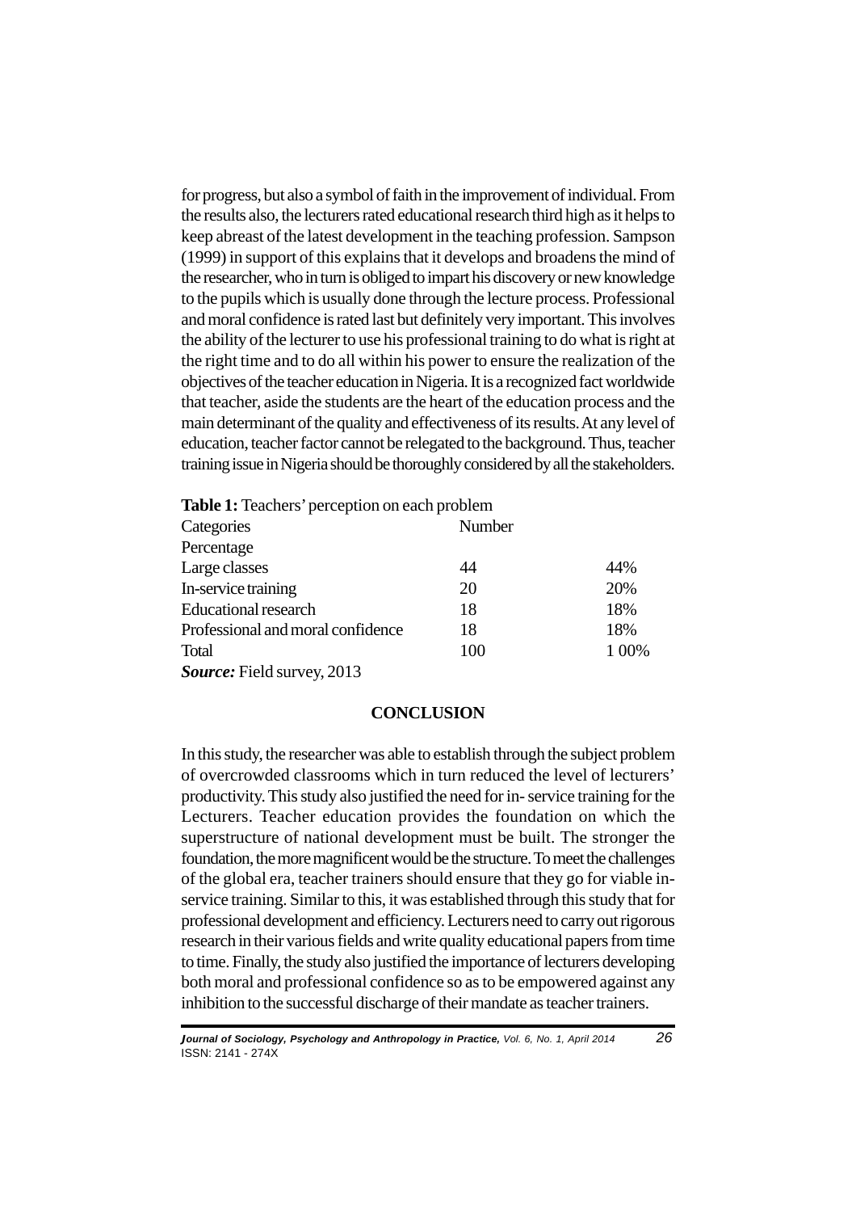for progress, but also a symbol of faith in the improvement of individual. From the results also, the lecturers rated educational research third high as it helps to keep abreast of the latest development in the teaching profession. Sampson (1999) in support of this explains that it develops and broadens the mind of the researcher, who in turn is obliged to impart his discovery or new knowledge to the pupils which is usually done through the lecture process. Professional and moral confidence is rated last but definitely very important. This involves the ability of the lecturer to use his professional training to do what is right at the right time and to do all within his power to ensure the realization of the objectives of the teacher education in Nigeria. It is a recognized fact worldwide that teacher, aside the students are the heart of the education process and the main determinant of the quality and effectiveness of its results. At any level of education, teacher factor cannot be relegated to the background. Thus, teacher training issue in Nigeria should be thoroughly considered by all the stakeholders.

**Table 1:** Teachers' perception on each problem

| Categories | Number | Percentage |
|---|---|---|
| Large classes | 44 | 44% |
| In-service training | 20 | 20% |
| Educational research | 18 | 18% |
| Professional and moral confidence | 18 | 18% |
| Total | 100 | 1 00% |

***Source:*** Field survey, 2013

## CONCLUSION

In this study, the researcher was able to establish through the subject problem of overcrowded classrooms which in turn reduced the level of lecturers' productivity. This study also justified the need for in- service training for the Lecturers. Teacher education provides the foundation on which the superstructure of national development must be built. The stronger the foundation, the more magnificent would be the structure. To meet the challenges of the global era, teacher trainers should ensure that they go for viable in-service training. Similar to this, it was established through this study that for professional development and efficiency. Lecturers need to carry out rigorous research in their various fields and write quality educational papers from time to time. Finally, the study also justified the importance of lecturers developing both moral and professional confidence so as to be empowered against any inhibition to the successful discharge of their mandate as teacher trainers.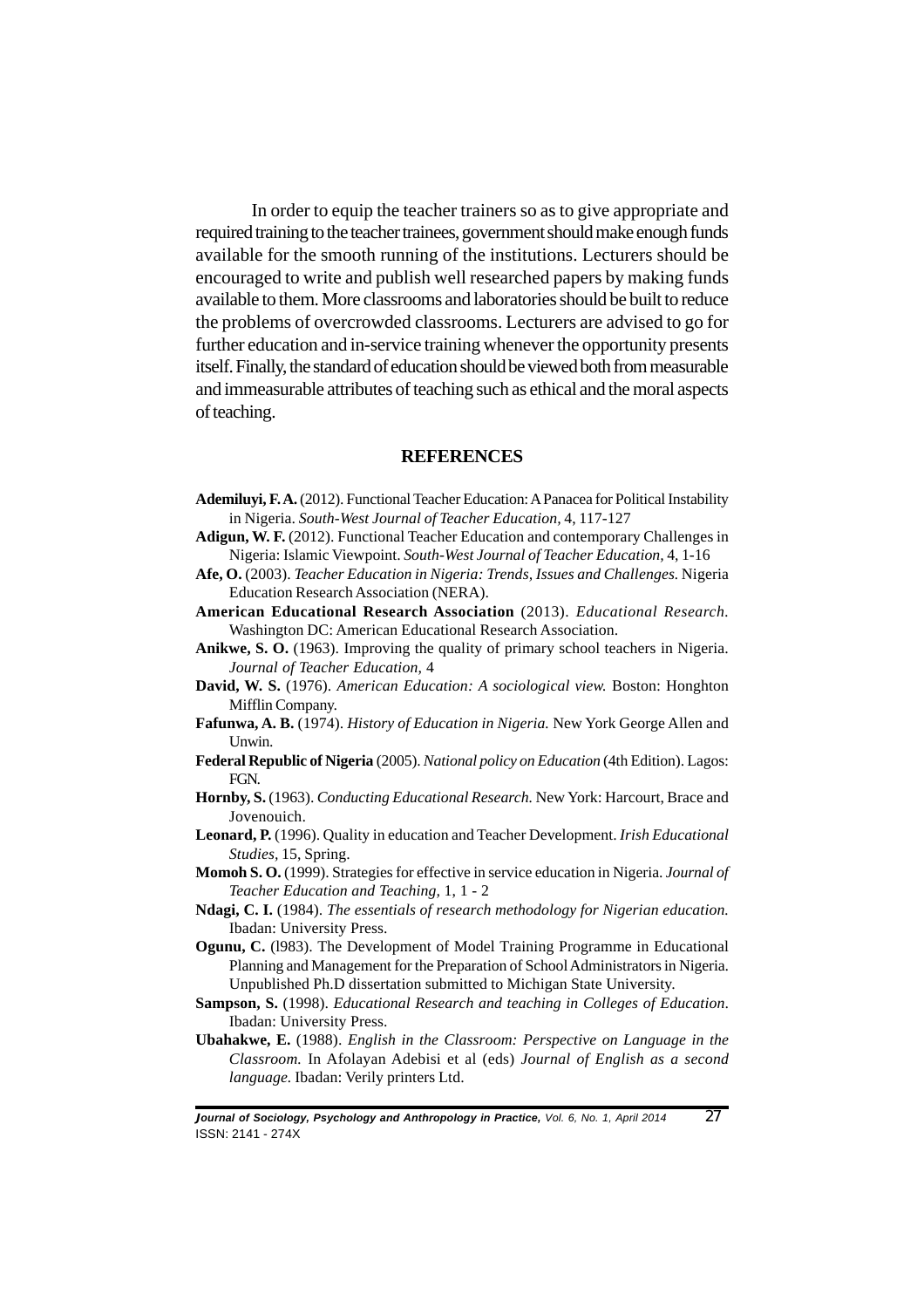In order to equip the teacher trainers so as to give appropriate and required training to the teacher trainees, government should make enough funds available for the smooth running of the institutions. Lecturers should be encouraged to write and publish well researched papers by making funds available to them. More classrooms and laboratories should be built to reduce the problems of overcrowded classrooms. Lecturers are advised to go for further education and in-service training whenever the opportunity presents itself. Finally, the standard of education should be viewed both from measurable and immeasurable attributes of teaching such as ethical and the moral aspects of teaching.

## REFERENCES

**Ademiluyi, F. A.** (2012). Functional Teacher Education: A Panacea for Political Instability in Nigeria. *South-West Journal of Teacher Education,* 4, 117-127

**Adigun, W. F.** (2012). Functional Teacher Education and contemporary Challenges in Nigeria: Islamic Viewpoint. *South-West Journal of Teacher Education,* 4, 1-16

**Afe, O.** (2003). *Teacher Education in Nigeria: Trends, Issues and Challenges.* Nigeria Education Research Association (NERA).

**American Educational Research Association** (2013). *Educational Research.* Washington DC: American Educational Research Association.

**Anikwe, S. O.** (1963). Improving the quality of primary school teachers in Nigeria. *Journal of Teacher Education,* 4

**David, W. S.** (1976). *American Education: A sociological view.* Boston: Honghton Mifflin Company.

**Fafunwa, A. B.** (1974). *History of Education in Nigeria.* New York George Allen and Unwin.

**Federal Republic of Nigeria** (2005). *National policy on Education* (4th Edition). Lagos: FGN.

**Hornby, S.** (1963). *Conducting Educational Research.* New York: Harcourt, Brace and Jovenouich.

**Leonard, P.** (1996). Quality in education and Teacher Development. *Irish Educational Studies,* 15, Spring.

**Momoh S. O.** (1999). Strategies for effective in service education in Nigeria. *Journal of Teacher Education and Teaching,* 1, 1 - 2

**Ndagi, C. I.** (1984). *The essentials of research methodology for Nigerian education.* Ibadan: University Press.

**Ogunu, C.** (l983). The Development of Model Training Programme in Educational Planning and Management for the Preparation of School Administrators in Nigeria. Unpublished Ph.D dissertation submitted to Michigan State University.

**Sampson, S.** (1998). *Educational Research and teaching in Colleges of Education.* Ibadan: University Press.

**Ubahakwe, E.** (1988). *English in the Classroom: Perspective on Language in the Classroom.* In Afolayan Adebisi et al (eds) *Journal of English as a second language.* Ibadan: Verily printers Ltd.